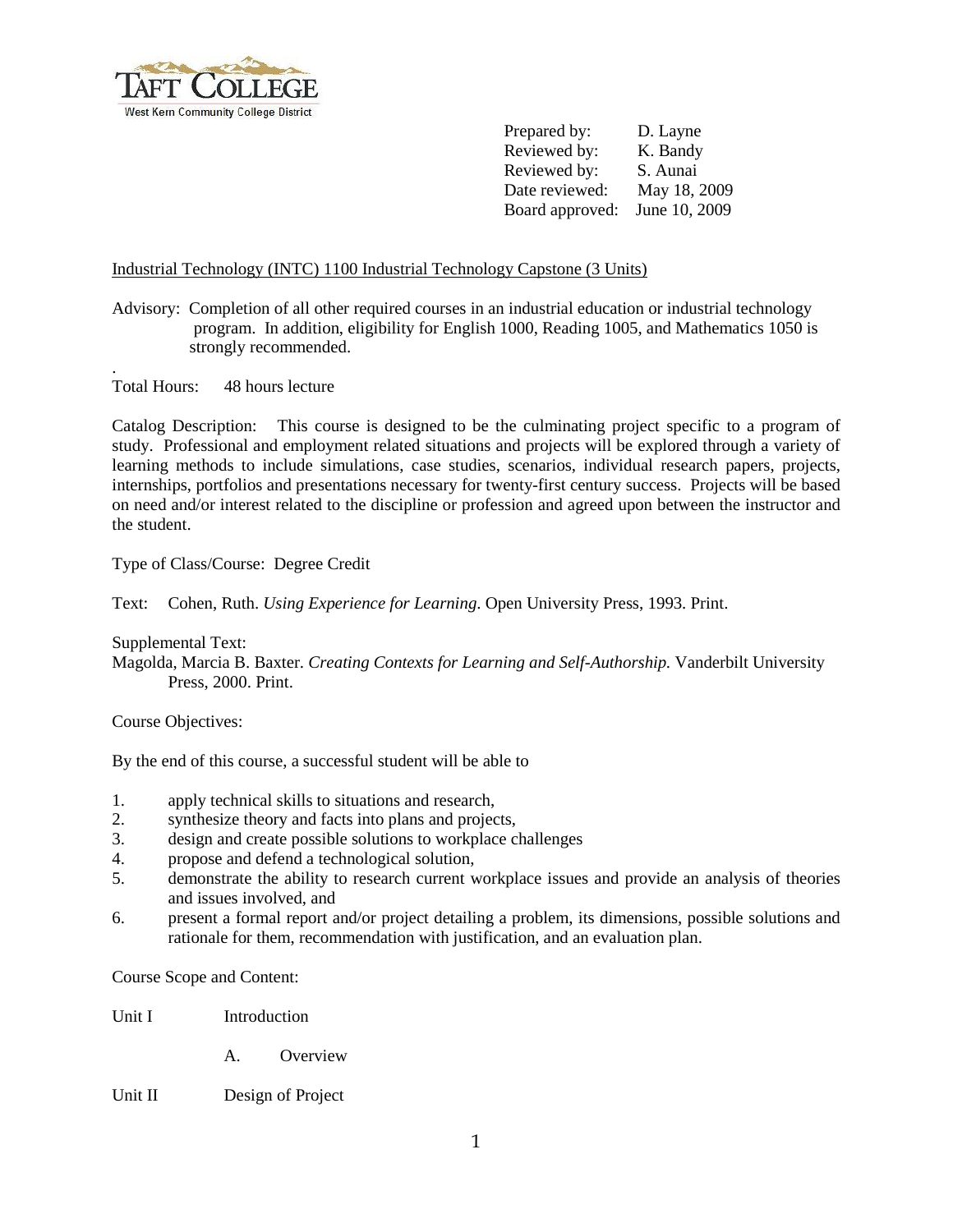Prepared by: D. Layne
Reviewed by: K. Bandy
Reviewed by: S. Aunai
Date reviewed: May 18, 2009
Board approved: June 10, 2009

Industrial Technology (INTC) 1100 Industrial Technology Capstone (3 Units)

Advisory: Completion of all other required courses in an industrial education or industrial technology program. In addition, eligibility for English 1000, Reading 1005, and Mathematics 1050 is strongly recommended.

.
Total Hours: 48 hours lecture

Catalog Description: This course is designed to be the culminating project specific to a program of study. Professional and employment related situations and projects will be explored through a variety of learning methods to include simulations, case studies, scenarios, individual research papers, projects, internships, portfolios and presentations necessary for twenty-first century success. Projects will be based on need and/or interest related to the discipline or profession and agreed upon between the instructor and the student.

Type of Class/Course: Degree Credit

Text: Cohen, Ruth. *Using Experience for Learning*. Open University Press, 1993. Print.

Supplemental Text:
Magolda, Marcia B. Baxter. *Creating Contexts for Learning and Self-Authorship.* Vanderbilt University Press, 2000. Print.

Course Objectives:

By the end of this course, a successful student will be able to

1. apply technical skills to situations and research,
2. synthesize theory and facts into plans and projects,
3. design and create possible solutions to workplace challenges
4. propose and defend a technological solution,
5. demonstrate the ability to research current workplace issues and provide an analysis of theories and issues involved, and
6. present a formal report and/or project detailing a problem, its dimensions, possible solutions and rationale for them, recommendation with justification, and an evaluation plan.

Course Scope and Content:

Unit I Introduction

- A. Overview

Unit II Design of Project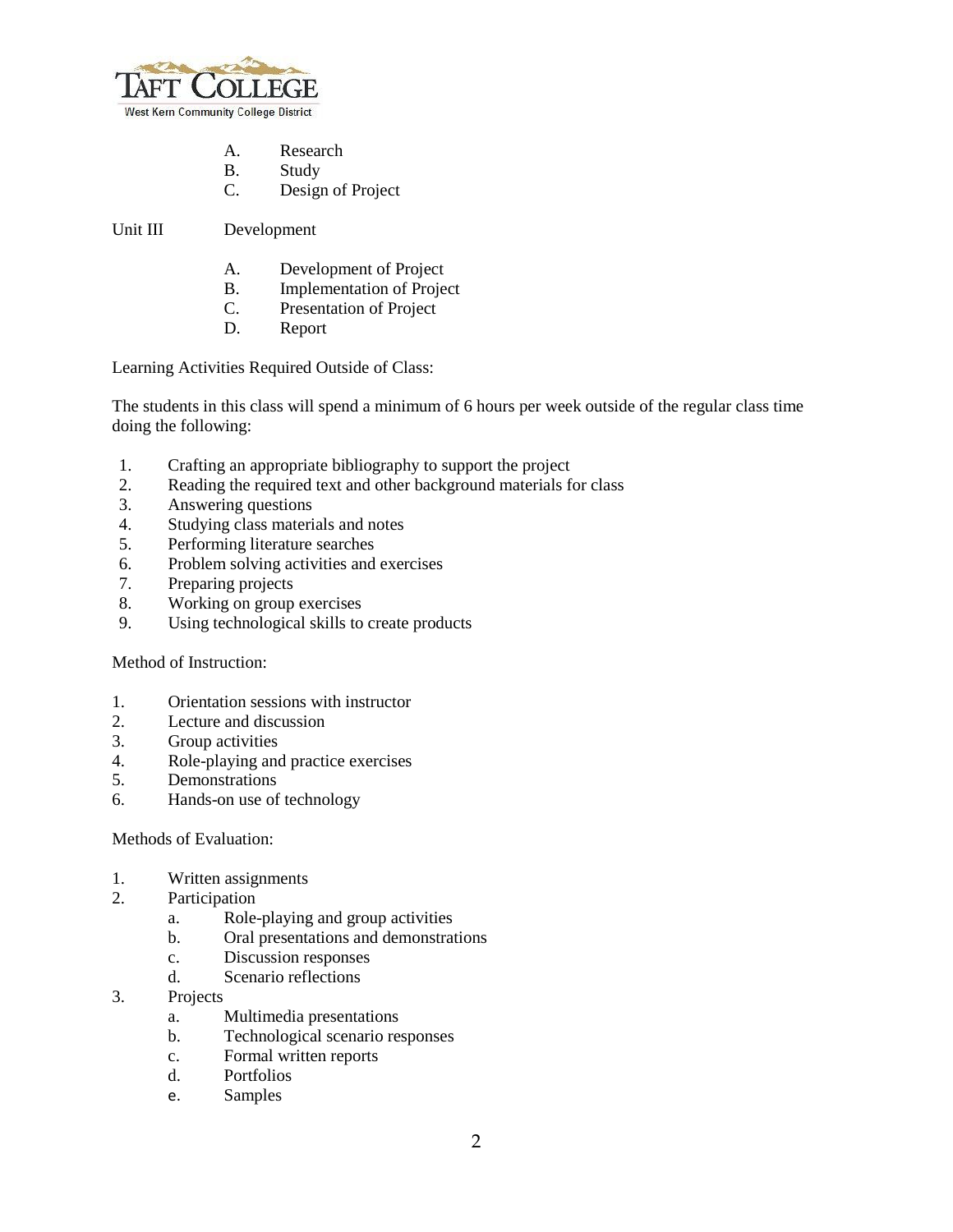A. Research
B. Study
C. Design of Project

Unit III Development

A. Development of Project
B. Implementation of Project
C. Presentation of Project
D. Report

Learning Activities Required Outside of Class:

The students in this class will spend a minimum of 6 hours per week outside of the regular class time doing the following:

1. Crafting an appropriate bibliography to support the project
2. Reading the required text and other background materials for class
3. Answering questions
4. Studying class materials and notes
5. Performing literature searches
6. Problem solving activities and exercises
7. Preparing projects
8. Working on group exercises
9. Using technological skills to create products

Method of Instruction:

1. Orientation sessions with instructor
2. Lecture and discussion
3. Group activities
4. Role-playing and practice exercises
5. Demonstrations
6. Hands-on use of technology

Methods of Evaluation:

1. Written assignments
2. Participation
   a. Role-playing and group activities
   b. Oral presentations and demonstrations
   c. Discussion responses
   d. Scenario reflections
3. Projects
   a. Multimedia presentations
   b. Technological scenario responses
   c. Formal written reports
   d. Portfolios
   e. Samples